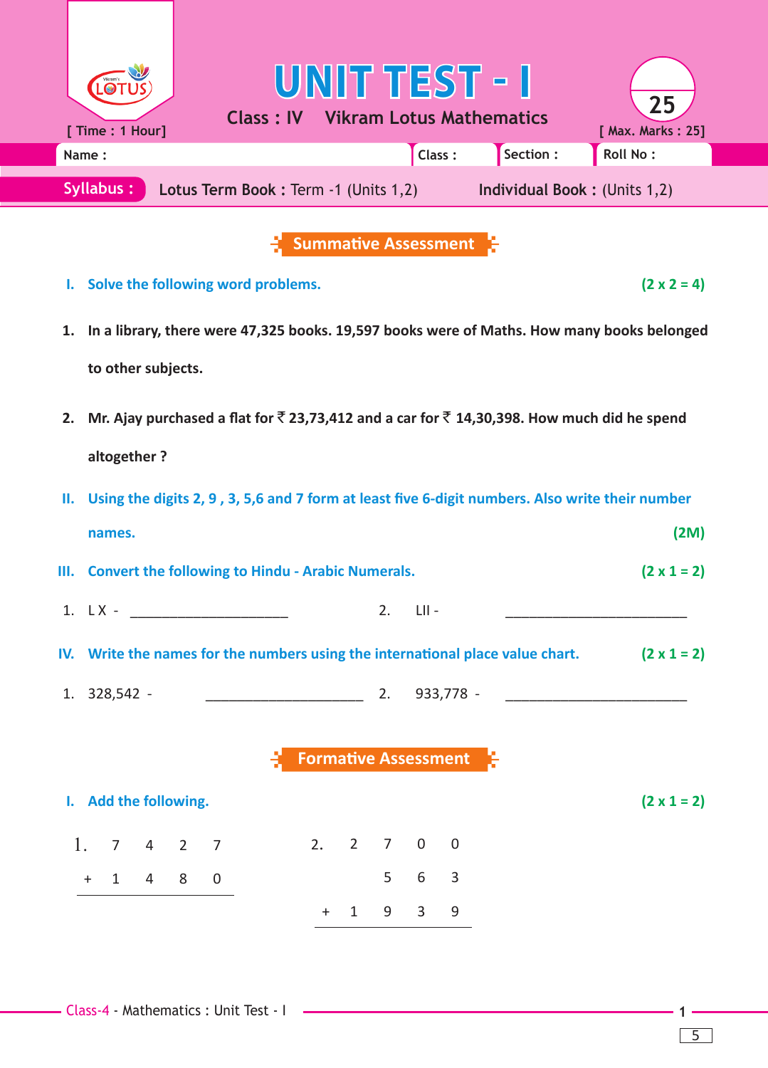# UNIT TEST - I

Class : IV Vikram Lotus Mathematics

[ Time : 1 Hour] 25 [ Max. Marks : 25]

| Name : | Class : | Section : | Roll No : |
|---|---|---|---|

**Syllabus :** Lotus Term Book : Term -1 (Units 1,2) Individual Book : (Units 1,2)

## Summative Assessment

**I. Solve the following word problems.** **(2 x 2 = 4)**

1. In a library, there were 47,325 books. 19,597 books were of Maths. How many books belonged to other subjects.

2. Mr. Ajay purchased a flat for ₹ 23,73,412 and a car for ₹ 14,30,398. How much did he spend altogether ?

**II. Using the digits 2, 9 , 3, 5,6 and 7 form at least five 6-digit numbers. Also write their number names.** **(2M)**

**III. Convert the following to Hindu - Arabic Numerals.** **(2 x 1 = 2)**

1. L X - ______________________ 2. LII - ______________________

**IV. Write the names for the numbers using the international place value chart.** **(2 x 1 = 2)**

1. 328,542 - ______________________ 2. 933,778 - ______________________

## Formative Assessment

**I. Add the following.** **(2 x 1 = 2)**

1.
```
    7 4 2 7
+   1 4 8 0
-----------
```

2.
```
    2 7 0 0
      5 6 3
+   1 9 3 9
-----------
```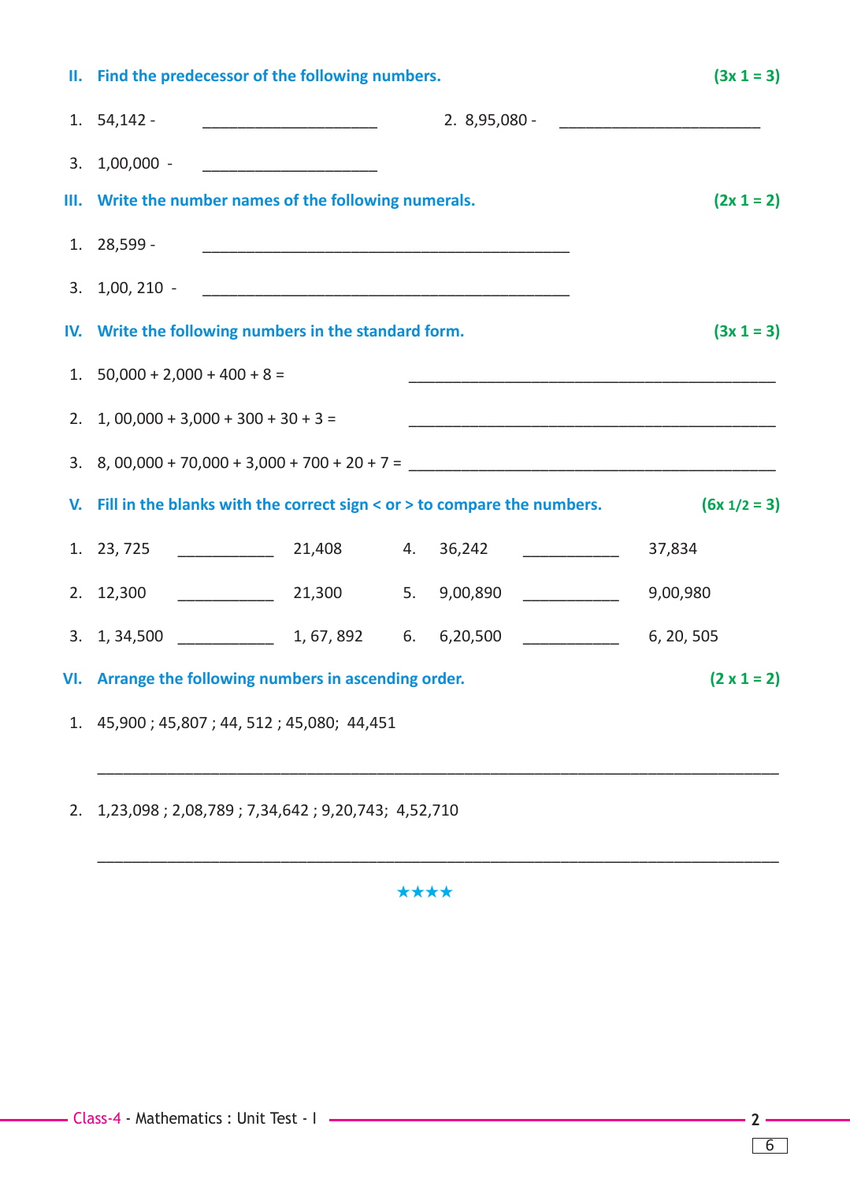## II. Find the predecessor of the following numbers. (3x 1 = 3)

1. 54,142 - ____________________  2. 8,95,080 - ______________________

3. 1,00,000 - ____________________

## III. Write the number names of the following numerals. (2x 1 = 2)

1. 28,599 - ________________________________________

3. 1,00, 210 - ________________________________________

## IV. Write the following numbers in the standard form. (3x 1 = 3)

1. 50,000 + 2,000 + 400 + 8 = ________________________________________

2. 1, 00,000 + 3,000 + 300 + 30 + 3 = ________________________________________

3. 8, 00,000 + 70,000 + 3,000 + 700 + 20 + 7 = ________________________________________

## V. Fill in the blanks with the correct sign < or > to compare the numbers. (6x 1/2 = 3)

1. 23, 725 __________ 21,408  4. 36,242 __________ 37,834

2. 12,300 __________ 21,300  5. 9,00,890 __________ 9,00,980

3. 1, 34,500 __________ 1, 67, 892  6. 6,20,500 __________ 6, 20, 505

## VI. Arrange the following numbers in ascending order. (2 x 1 = 2)

1. 45,900 ; 45,807 ; 44, 512 ; 45,080; 44,451

______________________________________________________________________

2. 1,23,098 ; 2,08,789 ; 7,34,642 ; 9,20,743; 4,52,710

______________________________________________________________________

★★★★